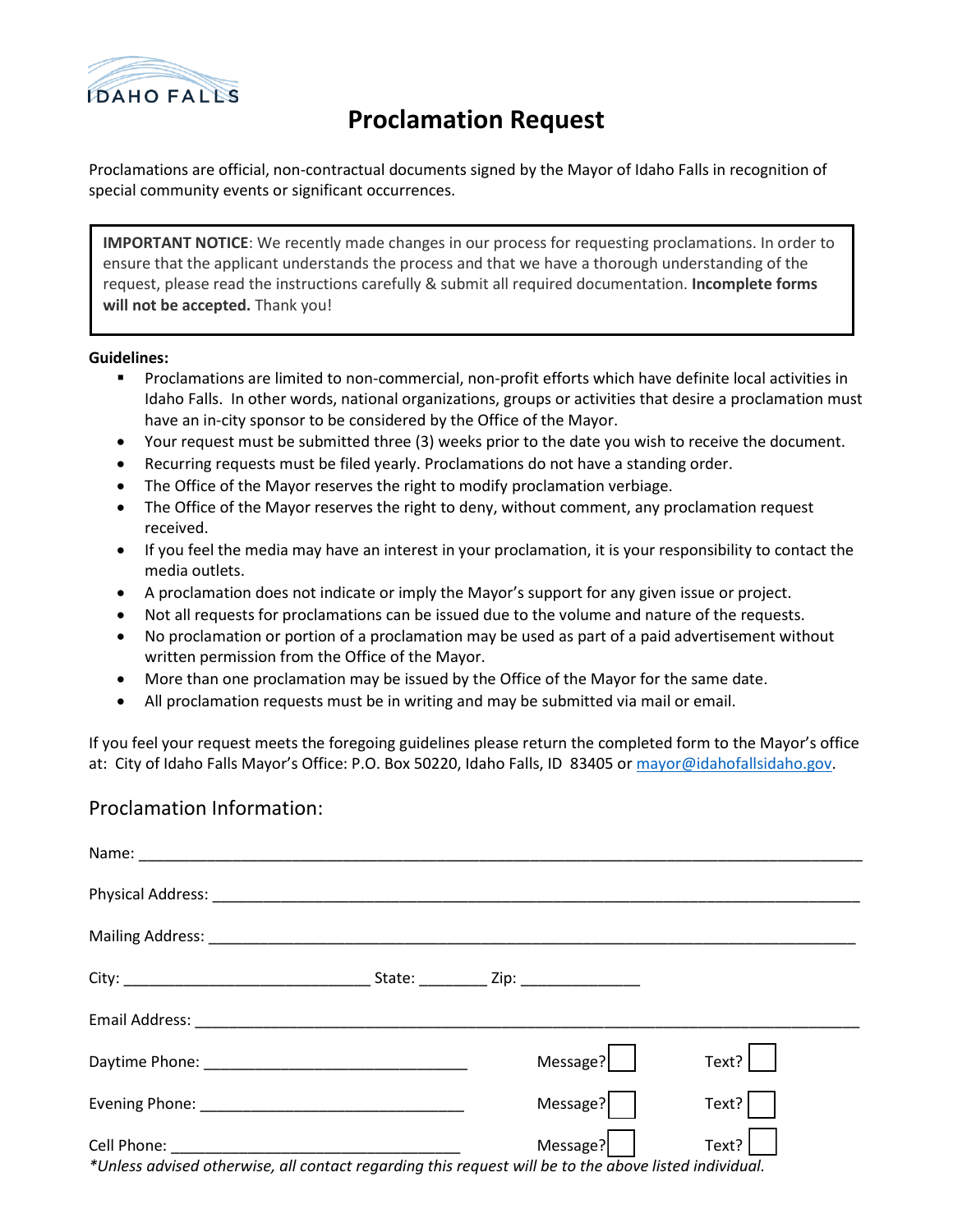IDAHO FALLS

# Proclamation Request

Proclamations are official, non-contractual documents signed by the Mayor of Idaho Falls in recognition of special community events or significant occurrences.

> **IMPORTANT NOTICE**: We recently made changes in our process for requesting proclamations. In order to ensure that the applicant understands the process and that we have a thorough understanding of the request, please read the instructions carefully & submit all required documentation. **Incomplete forms will not be accepted.** Thank you!

**Guidelines:**

- Proclamations are limited to non-commercial, non-profit efforts which have definite local activities in Idaho Falls. In other words, national organizations, groups or activities that desire a proclamation must have an in-city sponsor to be considered by the Office of the Mayor.
- Your request must be submitted three (3) weeks prior to the date you wish to receive the document.
- Recurring requests must be filed yearly. Proclamations do not have a standing order.
- The Office of the Mayor reserves the right to modify proclamation verbiage.
- The Office of the Mayor reserves the right to deny, without comment, any proclamation request received.
- If you feel the media may have an interest in your proclamation, it is your responsibility to contact the media outlets.
- A proclamation does not indicate or imply the Mayor's support for any given issue or project.
- Not all requests for proclamations can be issued due to the volume and nature of the requests.
- No proclamation or portion of a proclamation may be used as part of a paid advertisement without written permission from the Office of the Mayor.
- More than one proclamation may be issued by the Office of the Mayor for the same date.
- All proclamation requests must be in writing and may be submitted via mail or email.

If you feel your request meets the foregoing guidelines please return the completed form to the Mayor's office at: City of Idaho Falls Mayor's Office: P.O. Box 50220, Idaho Falls, ID 83405 or mayor@idahofallsidaho.gov.

## Proclamation Information:

Name: ____________________________________________

Physical Address: ____________________________________________

Mailing Address: ____________________________________________

City: ____________________ State: ________ Zip: ______________

Email Address: ____________________________________________

Daytime Phone: ______________________________ Message? ☐ Text? ☐

Evening Phone: ______________________________ Message? ☐ Text? ☐

Cell Phone: ______________________________ Message? ☐ Text? ☐

*\*Unless advised otherwise, all contact regarding this request will be to the above listed individual.*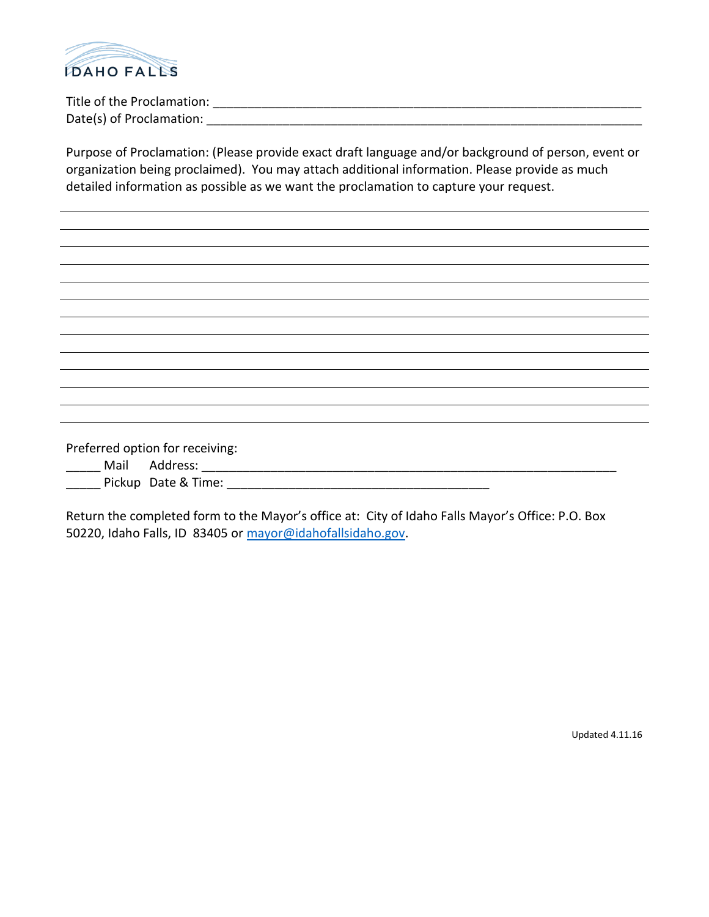IDAHO FALLS

Title of the Proclamation: ______________________________________________________________
Date(s) of Proclamation: ______________________________________________________________

Purpose of Proclamation: (Please provide exact draft language and/or background of person, event or organization being proclaimed). You may attach additional information. Please provide as much detailed information as possible as we want the proclamation to capture your request.

______________________________________________________________________________________
______________________________________________________________________________________
______________________________________________________________________________________
______________________________________________________________________________________
______________________________________________________________________________________
______________________________________________________________________________________
______________________________________________________________________________________
______________________________________________________________________________________
______________________________________________________________________________________
______________________________________________________________________________________
______________________________________________________________________________________
______________________________________________________________________________________

Preferred option for receiving:

_____ Mail Address: _____________________________________________________________

_____ Pickup Date & Time: ______________________________________

Return the completed form to the Mayor's office at: City of Idaho Falls Mayor's Office: P.O. Box 50220, Idaho Falls, ID 83405 or [mayor@idahofallsidaho.gov](mailto:mayor@idahofallsidaho.gov).

Updated 4.11.16